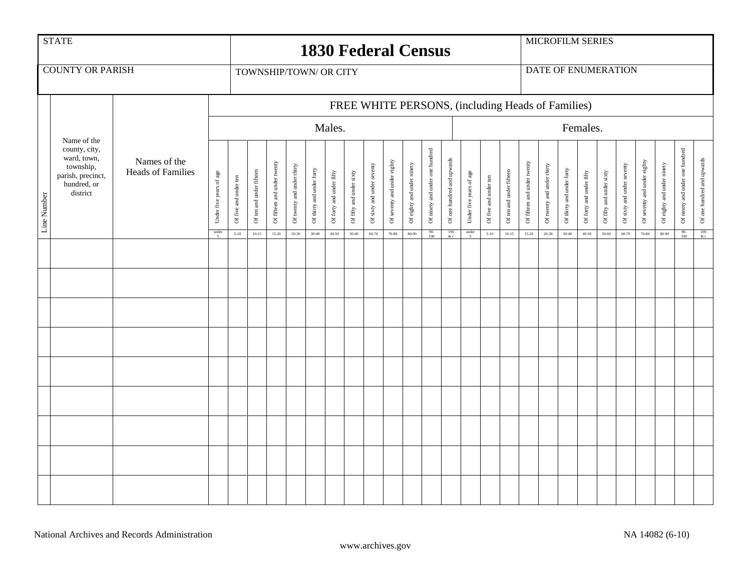| STATE | | 1830 Federal Census | MICROFILM SERIES |
|---|---|---|---|
| COUNTY OR PARISH | | TOWNSHIP/TOWN/ OR CITY | DATE OF ENUMERATION |

| Line Number | Name of the county, city, ward, town, township, parish, precinct, hundred, or district | Names of the Heads of Families | FREE WHITE PERSONS, (including Heads of Families) | | | | | | | | | | | | | | | | | | | | | | | | | |
|---|---|---|---|---|---|---|---|---|---|---|---|---|---|---|---|---|---|---|---|---|---|---|---|---|---|---|---|---|
| | | | Males. | | | | | | | | | | | | | Females. | | | | | | | | | | | | |
| | | | Under five years of age | Of five and under ten | Of ten and under fifteen | Of fifteen and under twenty | Of twenty and under thirty | Of thirty and under forty | Of forty and under fifty | Of fifty and under sixty | Of sixty and under seventy | Of seventy and under eighty | Of eighty and under ninety | Of ninety and under one hundred | Of one hundred and upwards | Under five years of age | Of five and under ten | Of ten and under fifteen | Of fifteen and under twenty | Of twenty and under thirty | Of thirty and under forty | Of forty and under fifty | Of fifty and under sixty | Of sixty and under seventy | Of seventy and under eighty | Of eighty and under ninety | Of ninety and under one hundred | Of one hundred and upwards |
| | | | under 5 | 5-10 | 10-15 | 15-20 | 20-30 | 30-40 | 40-50 | 50-60 | 60-70 | 70-80 | 80-90 | 90-100 | 100 & c | under 5 | 5-10 | 10-15 | 15-20 | 20-30 | 30-40 | 40-50 | 50-60 | 60-70 | 70-80 | 80-90 | 90-100 | 100 & c |
| | | | | | | | | | | | | | | | | | | | | | | | | | | | | |
| | | | | | | | | | | | | | | | | | | | | | | | | | | | | |
| | | | | | | | | | | | | | | | | | | | | | | | | | | | | |
| | | | | | | | | | | | | | | | | | | | | | | | | | | | | |
| | | | | | | | | | | | | | | | | | | | | | | | | | | | | |
| | | | | | | | | | | | | | | | | | | | | | | | | | | | | |
| | | | | | | | | | | | | | | | | | | | | | | | | | | | | |
| | | | | | | | | | | | | | | | | | | | | | | | | | | | | |
| | | | | | | | | | | | | | | | | | | | | | | | | | | | | |

National Archives and Records Administration

NA 14082 (6-10)

www.archives.gov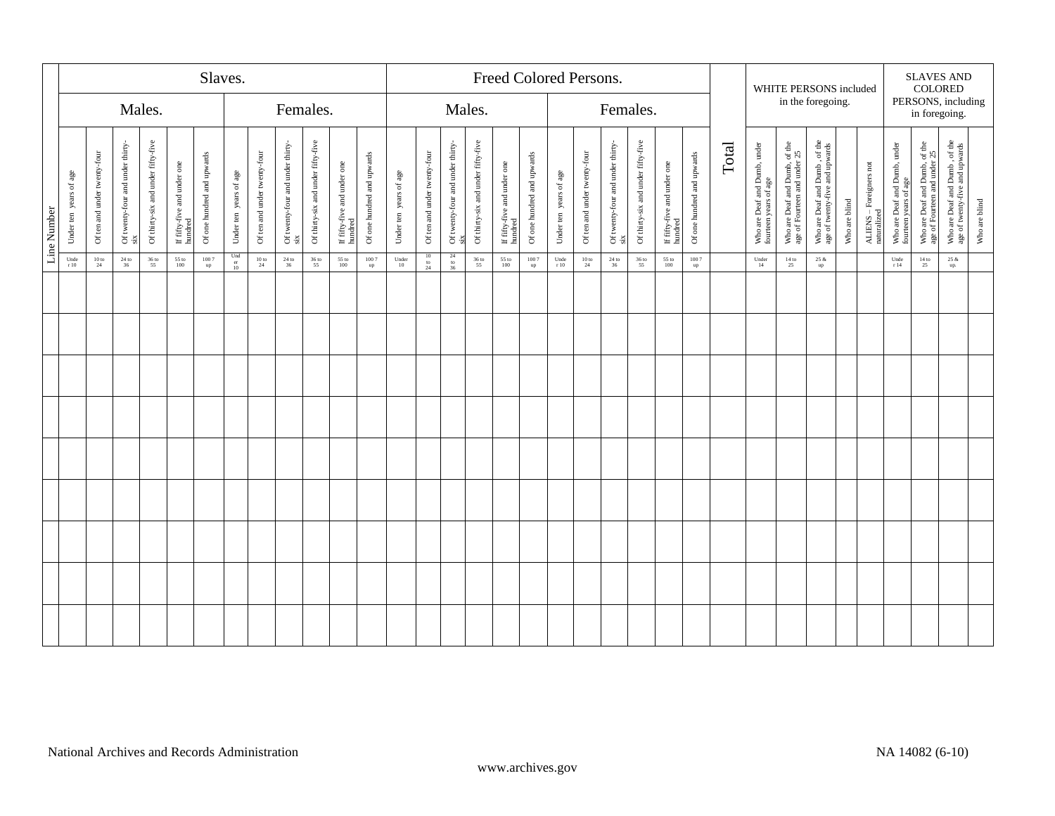| Line Number | Slaves. | | | | | | | | | | | | Freed Colored Persons. | | | | | | | | | | | | Total | WHITE PERSONS included in the foregoing. | | | | | SLAVES AND COLORED PERSONS, including in foregoing. | | | |
|---|---|---|---|---|---|---|---|---|---|---|---|---|---|---|---|---|---|---|---|---|---|---|---|---|---|---|---|---|---|---|---|---|---|---|
| | Males. | | | | | | Females. | | | | | | Males. | | | | | | Females. | | | | | | | | | | | | | | | |
| | Under ten years of age | Of ten and under twenty-four | Of twenty-four and under thirty-six | Of thirty-six and under fifty-five | If fifty-five and under one hundred | Of one hundred and upwards | Under ten years of age | Of ten and under twenty-four | Of twenty-four and under thirty-six | Of thirty-six and under fifty-five | If fifty-five and under one hundred | Of one hundred and upwards | Under ten years of age | Of ten and under twenty-four | Of twenty-four and under thirty-six | Of thirty-six and under fifty-five | If fifty-five and under one hundred | Of one hundred and upwards | Under ten years of age | Of ten and under twenty-four | Of twenty-four and under thirty-six | Of thirty-six and under fifty-five | If fifty-five and under one hundred | Of one hundred and upwards | | Who are Deaf and Dumb, under fourteen years of age | Who are Deaf and Dumb, of the age of Fourteen and under 25 | Who are Deaf and Dumb , of the age of twenty-five and upwards | Who are blind | ALIENS – Foreigners not naturalized | Who are Deaf and Dumb, under fourteen years of age | Who are Deaf and Dumb, of the age of Fourteen and under 25 | Who are Deaf and Dumb , of the age of twenty-five and upwards | Who are blind |
| | Under 10 | 10 to 24 | 24 to 36 | 36 to 55 | 55 to 100 | 100 7 up | Under 10 | 10 to 24 | 24 to 36 | 36 to 55 | 55 to 100 | 100 7 up | Under 10 | 10 to 24 | 24 to 36 | 36 to 55 | 55 to 100 | 100 7 up | Under 10 | 10 to 24 | 24 to 36 | 36 to 55 | 55 to 100 | 100 7 up | | Under 14 | 14 to 25 | 25 & up | | | Under 14 | 14 to 25 | 25 & up. | |
| | | | | | | | | | | | | | | | | | | | | | | | | | | | | | | | | | | |
| | | | | | | | | | | | | | | | | | | | | | | | | | | | | | | | | | | |
| | | | | | | | | | | | | | | | | | | | | | | | | | | | | | | | | | | |
| | | | | | | | | | | | | | | | | | | | | | | | | | | | | | | | | | | |
| | | | | | | | | | | | | | | | | | | | | | | | | | | | | | | | | | | |
| | | | | | | | | | | | | | | | | | | | | | | | | | | | | | | | | | | |
| | | | | | | | | | | | | | | | | | | | | | | | | | | | | | | | | | | |
| | | | | | | | | | | | | | | | | | | | | | | | | | | | | | | | | | | |
| | | | | | | | | | | | | | | | | | | | | | | | | | | | | | | | | | | |

National Archives and Records Administration

NA 14082 (6-10)

www.archives.gov